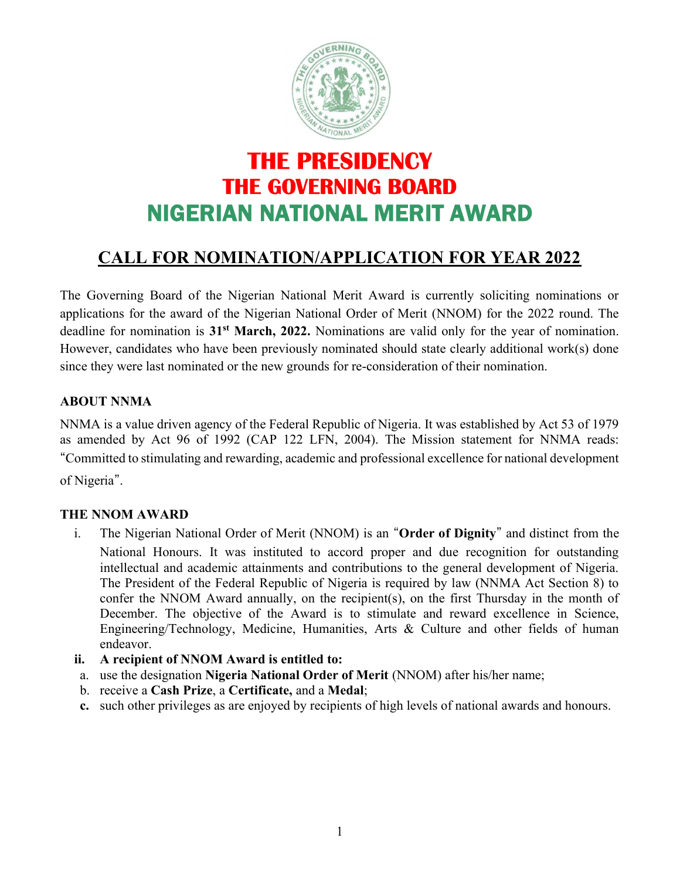# THE PRESIDENCY
# THE GOVERNING BOARD
# NIGERIAN NATIONAL MERIT AWARD

## CALL FOR NOMINATION/APPLICATION FOR YEAR 2022

The Governing Board of the Nigerian National Merit Award is currently soliciting nominations or applications for the award of the Nigerian National Order of Merit (NNOM) for the 2022 round. The deadline for nomination is **31st March, 2022.** Nominations are valid only for the year of nomination. However, candidates who have been previously nominated should state clearly additional work(s) done since they were last nominated or the new grounds for re-consideration of their nomination.

### ABOUT NNMA

NNMA is a value driven agency of the Federal Republic of Nigeria. It was established by Act 53 of 1979 as amended by Act 96 of 1992 (CAP 122 LFN, 2004). The Mission statement for NNMA reads: "Committed to stimulating and rewarding, academic and professional excellence for national development of Nigeria".

### THE NNOM AWARD

i. The Nigerian National Order of Merit (NNOM) is an "**Order of Dignity**" and distinct from the National Honours. It was instituted to accord proper and due recognition for outstanding intellectual and academic attainments and contributions to the general development of Nigeria. The President of the Federal Republic of Nigeria is required by law (NNMA Act Section 8) to confer the NNOM Award annually, on the recipient(s), on the first Thursday in the month of December. The objective of the Award is to stimulate and reward excellence in Science, Engineering/Technology, Medicine, Humanities, Arts & Culture and other fields of human endeavor.

**ii. A recipient of NNOM Award is entitled to:**

a. use the designation **Nigeria National Order of Merit** (NNOM) after his/her name;
b. receive a **Cash Prize**, a **Certificate,** and a **Medal**;
**c.** such other privileges as are enjoyed by recipients of high levels of national awards and honours.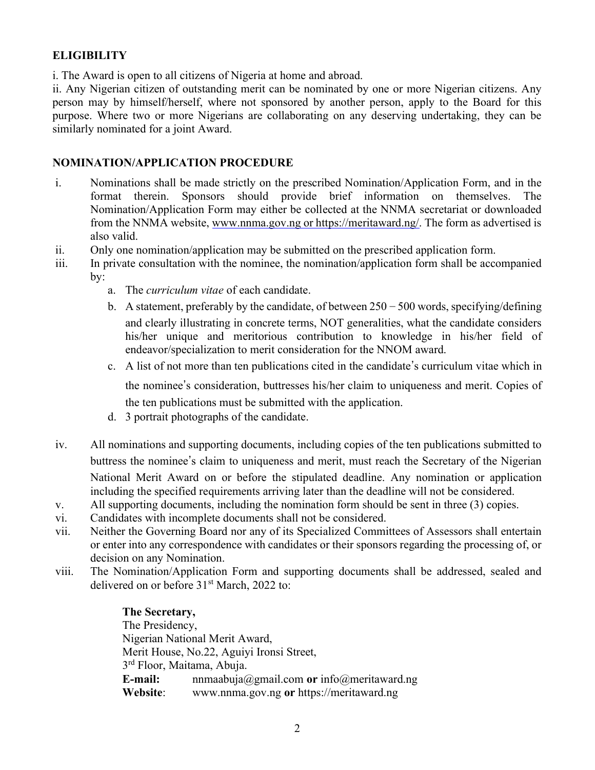## ELIGIBILITY

i. The Award is open to all citizens of Nigeria at home and abroad.

ii. Any Nigerian citizen of outstanding merit can be nominated by one or more Nigerian citizens. Any person may by himself/herself, where not sponsored by another person, apply to the Board for this purpose. Where two or more Nigerians are collaborating on any deserving undertaking, they can be similarly nominated for a joint Award.

## NOMINATION/APPLICATION PROCEDURE

i. Nominations shall be made strictly on the prescribed Nomination/Application Form, and in the format therein. Sponsors should provide brief information on themselves. The Nomination/Application Form may either be collected at the NNMA secretariat or downloaded from the NNMA website, www.nnma.gov.ng or https://meritaward.ng/. The form as advertised is also valid.

ii. Only one nomination/application may be submitted on the prescribed application form.

iii. In private consultation with the nominee, the nomination/application form shall be accompanied by:

   a. The *curriculum vitae* of each candidate.

   b. A statement, preferably by the candidate, of between 250 − 500 words, specifying/defining and clearly illustrating in concrete terms, NOT generalities, what the candidate considers his/her unique and meritorious contribution to knowledge in his/her field of endeavor/specialization to merit consideration for the NNOM award.

   c. A list of not more than ten publications cited in the candidate's curriculum vitae which in the nominee's consideration, buttresses his/her claim to uniqueness and merit. Copies of the ten publications must be submitted with the application.

   d. 3 portrait photographs of the candidate.

iv. All nominations and supporting documents, including copies of the ten publications submitted to buttress the nominee's claim to uniqueness and merit, must reach the Secretary of the Nigerian National Merit Award on or before the stipulated deadline. Any nomination or application including the specified requirements arriving later than the deadline will not be considered.

v. All supporting documents, including the nomination form should be sent in three (3) copies.

vi. Candidates with incomplete documents shall not be considered.

vii. Neither the Governing Board nor any of its Specialized Committees of Assessors shall entertain or enter into any correspondence with candidates or their sponsors regarding the processing of, or decision on any Nomination.

viii. The Nomination/Application Form and supporting documents shall be addressed, sealed and delivered on or before 31st March, 2022 to:

**The Secretary,**
The Presidency,
Nigerian National Merit Award,
Merit House, No.22, Aguiyi Ironsi Street,
3rd Floor, Maitama, Abuja.
**E-mail:** nnmaabuja@gmail.com **or** info@meritaward.ng
**Website**: www.nnma.gov.ng **or** https://meritaward.ng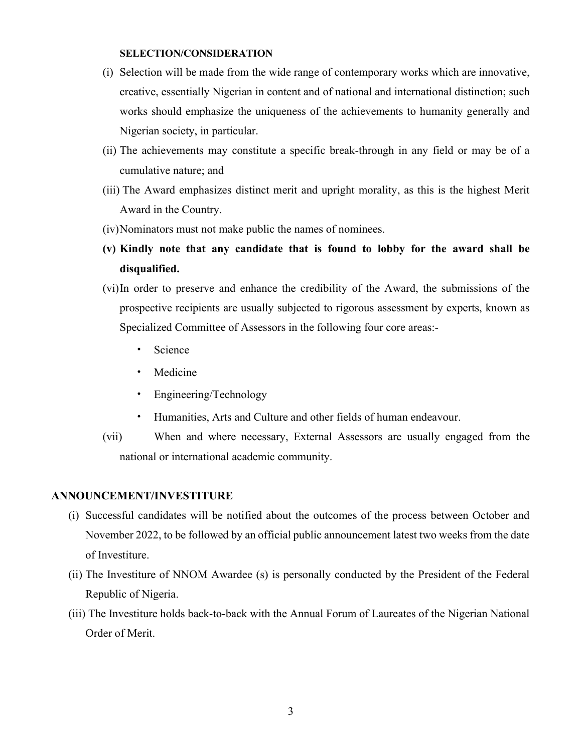**SELECTION/CONSIDERATION**

(i) Selection will be made from the wide range of contemporary works which are innovative, creative, essentially Nigerian in content and of national and international distinction; such works should emphasize the uniqueness of the achievements to humanity generally and Nigerian society, in particular.

(ii) The achievements may constitute a specific break-through in any field or may be of a cumulative nature; and

(iii) The Award emphasizes distinct merit and upright morality, as this is the highest Merit Award in the Country.

(iv) Nominators must not make public the names of nominees.

**(v) Kindly note that any candidate that is found to lobby for the award shall be disqualified.**

(vi) In order to preserve and enhance the credibility of the Award, the submissions of the prospective recipients are usually subjected to rigorous assessment by experts, known as Specialized Committee of Assessors in the following four core areas:-

- Science
- Medicine
- Engineering/Technology
- Humanities, Arts and Culture and other fields of human endeavour.

(vii) When and where necessary, External Assessors are usually engaged from the national or international academic community.

**ANNOUNCEMENT/INVESTITURE**

(i) Successful candidates will be notified about the outcomes of the process between October and November 2022, to be followed by an official public announcement latest two weeks from the date of Investiture.

(ii) The Investiture of NNOM Awardee (s) is personally conducted by the President of the Federal Republic of Nigeria.

(iii) The Investiture holds back-to-back with the Annual Forum of Laureates of the Nigerian National Order of Merit.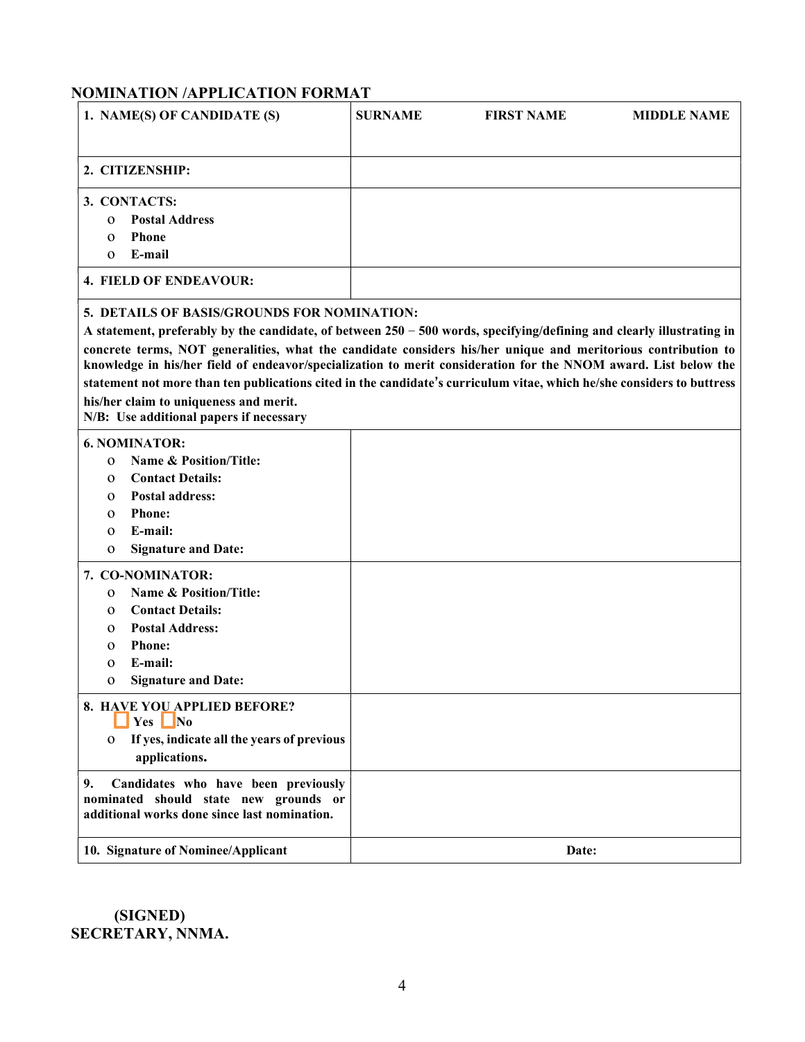## NOMINATION /APPLICATION FORMAT

| | |
|---|---|
| **1. NAME(S) OF CANDIDATE (S)** | **SURNAME** **FIRST NAME** **MIDDLE NAME** |
| **2. CITIZENSHIP:** | |
| **3. CONTACTS:**<br>o **Postal Address**<br>o **Phone**<br>o **E-mail** | |
| **4. FIELD OF ENDEAVOUR:** | |
| **5. DETAILS OF BASIS/GROUNDS FOR NOMINATION:**<br>**A statement, preferably by the candidate, of between 250 − 500 words, specifying/defining and clearly illustrating in concrete terms, NOT generalities, what the candidate considers his/her unique and meritorious contribution to knowledge in his/her field of endeavor/specialization to merit consideration for the NNOM award. List below the statement not more than ten publications cited in the candidate's curriculum vitae, which he/she considers to buttress his/her claim to uniqueness and merit.**<br>**N/B: Use additional papers if necessary** | |
| **6. NOMINATOR:**<br>o **Name & Position/Title:**<br>o **Contact Details:**<br>o **Postal address:**<br>o **Phone:**<br>o **E-mail:**<br>o **Signature and Date:** | |
| **7. CO-NOMINATOR:**<br>o **Name & Position/Title:**<br>o **Contact Details:**<br>o **Postal Address:**<br>o **Phone:**<br>o **E-mail:**<br>o **Signature and Date:** | |
| **8. HAVE YOU APPLIED BEFORE?**<br>☐ **Yes** ☐ **No**<br>o **If yes, indicate all the years of previous applications.** | |
| **9. Candidates who have been previously nominated should state new grounds or additional works done since last nomination.** | |
| **10. Signature of Nominee/Applicant** | **Date:** |

**(SIGNED)**
**SECRETARY, NNMA.**